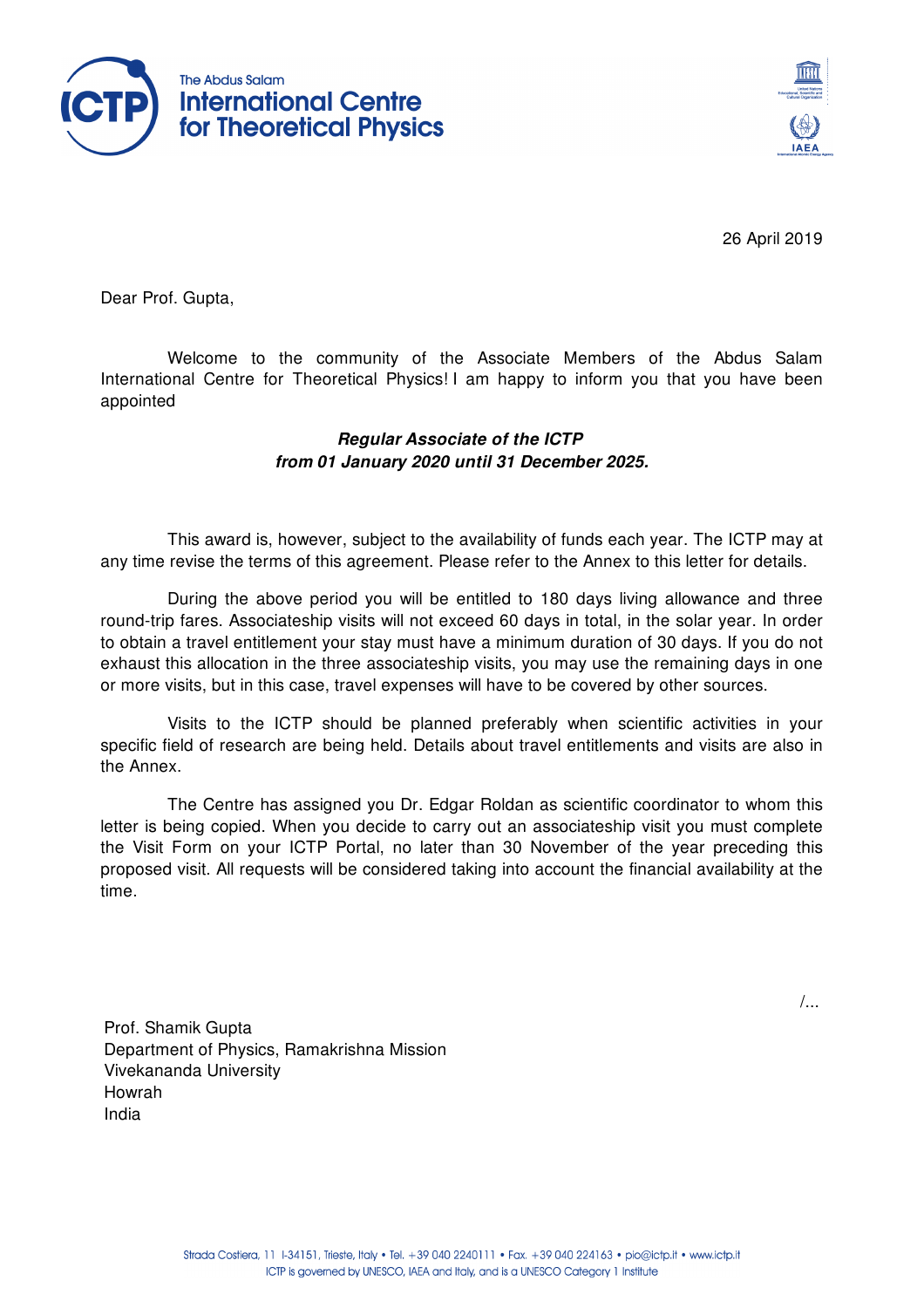The Abdus Salam
# International Centre for Theoretical Physics

26 April 2019

Dear Prof. Gupta,

Welcome to the community of the Associate Members of the Abdus Salam International Centre for Theoretical Physics! I am happy to inform you that you have been appointed

***Regular Associate of the ICTP***
***from 01 January 2020 until 31 December 2025.***

This award is, however, subject to the availability of funds each year. The ICTP may at any time revise the terms of this agreement. Please refer to the Annex to this letter for details.

During the above period you will be entitled to 180 days living allowance and three round-trip fares. Associateship visits will not exceed 60 days in total, in the solar year. In order to obtain a travel entitlement your stay must have a minimum duration of 30 days. If you do not exhaust this allocation in the three associateship visits, you may use the remaining days in one or more visits, but in this case, travel expenses will have to be covered by other sources.

Visits to the ICTP should be planned preferably when scientific activities in your specific field of research are being held. Details about travel entitlements and visits are also in the Annex.

The Centre has assigned you Dr. Edgar Roldan as scientific coordinator to whom this letter is being copied. When you decide to carry out an associateship visit you must complete the Visit Form on your ICTP Portal, no later than 30 November of the year preceding this proposed visit. All requests will be considered taking into account the financial availability at the time.

/...

Prof. Shamik Gupta
Department of Physics, Ramakrishna Mission
Vivekananda University
Howrah
India

Strada Costiera, 11 I-34151, Trieste, Italy • Tel. +39 040 2240111 • Fax. +39 040 224163 • pio@ictp.it • www.ictp.it
ICTP is governed by UNESCO, IAEA and Italy, and is a UNESCO Category 1 Institute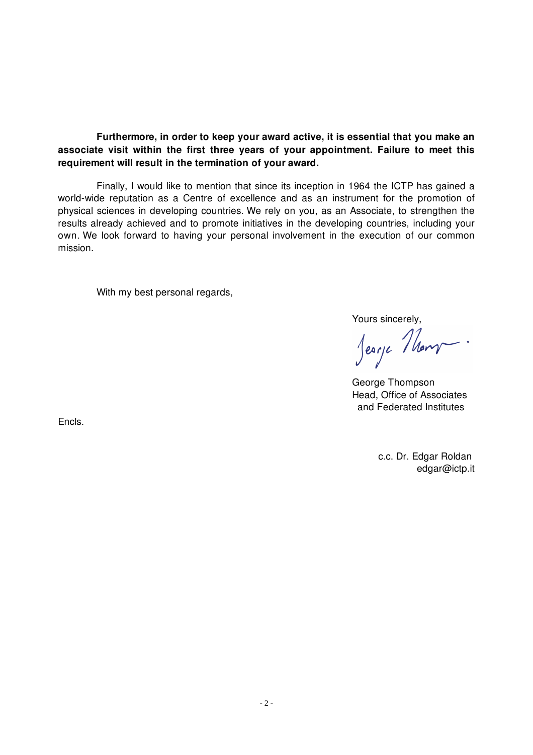**Furthermore, in order to keep your award active, it is essential that you make an associate visit within the first three years of your appointment. Failure to meet this requirement will result in the termination of your award.**

Finally, I would like to mention that since its inception in 1964 the ICTP has gained a world-wide reputation as a Centre of excellence and as an instrument for the promotion of physical sciences in developing countries. We rely on you, as an Associate, to strengthen the results already achieved and to promote initiatives in the developing countries, including your own. We look forward to having your personal involvement in the execution of our common mission.

With my best personal regards,

Yours sincerely,

George Thompson
Head, Office of Associates
and Federated Institutes

Encls.

c.c. Dr. Edgar Roldan
edgar@ictp.it